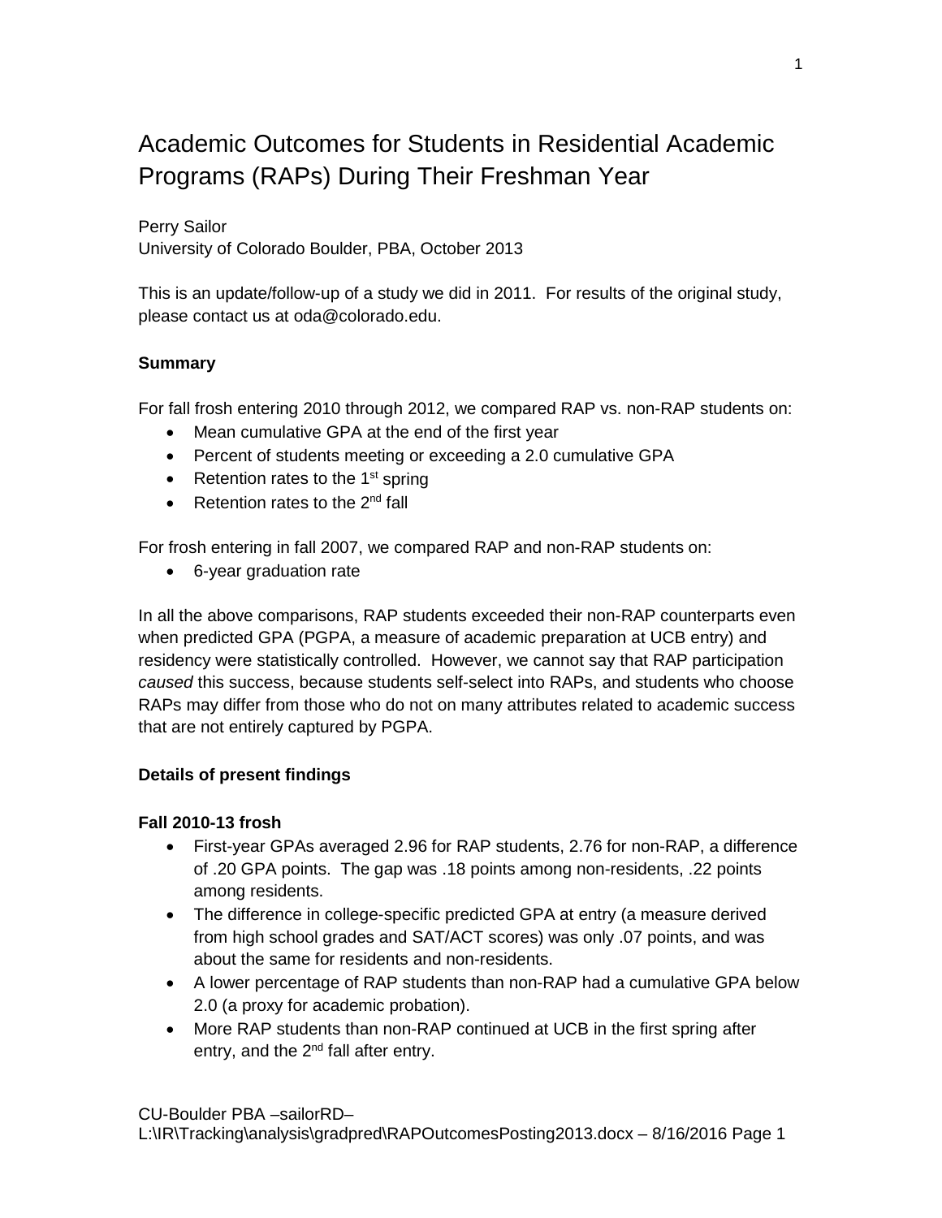# Academic Outcomes for Students in Residential Academic Programs (RAPs) During Their Freshman Year

Perry Sailor
University of Colorado Boulder, PBA, October 2013

This is an update/follow-up of a study we did in 2011. For results of the original study, please contact us at oda@colorado.edu.

**Summary**

For fall frosh entering 2010 through 2012, we compared RAP vs. non-RAP students on:

- Mean cumulative GPA at the end of the first year
- Percent of students meeting or exceeding a 2.0 cumulative GPA
- Retention rates to the 1st spring
- Retention rates to the 2nd fall

For frosh entering in fall 2007, we compared RAP and non-RAP students on:

- 6-year graduation rate

In all the above comparisons, RAP students exceeded their non-RAP counterparts even when predicted GPA (PGPA, a measure of academic preparation at UCB entry) and residency were statistically controlled. However, we cannot say that RAP participation *caused* this success, because students self-select into RAPs, and students who choose RAPs may differ from those who do not on many attributes related to academic success that are not entirely captured by PGPA.

**Details of present findings**

**Fall 2010-13 frosh**

- First-year GPAs averaged 2.96 for RAP students, 2.76 for non-RAP, a difference of .20 GPA points. The gap was .18 points among non-residents, .22 points among residents.
- The difference in college-specific predicted GPA at entry (a measure derived from high school grades and SAT/ACT scores) was only .07 points, and was about the same for residents and non-residents.
- A lower percentage of RAP students than non-RAP had a cumulative GPA below 2.0 (a proxy for academic probation).
- More RAP students than non-RAP continued at UCB in the first spring after entry, and the 2nd fall after entry.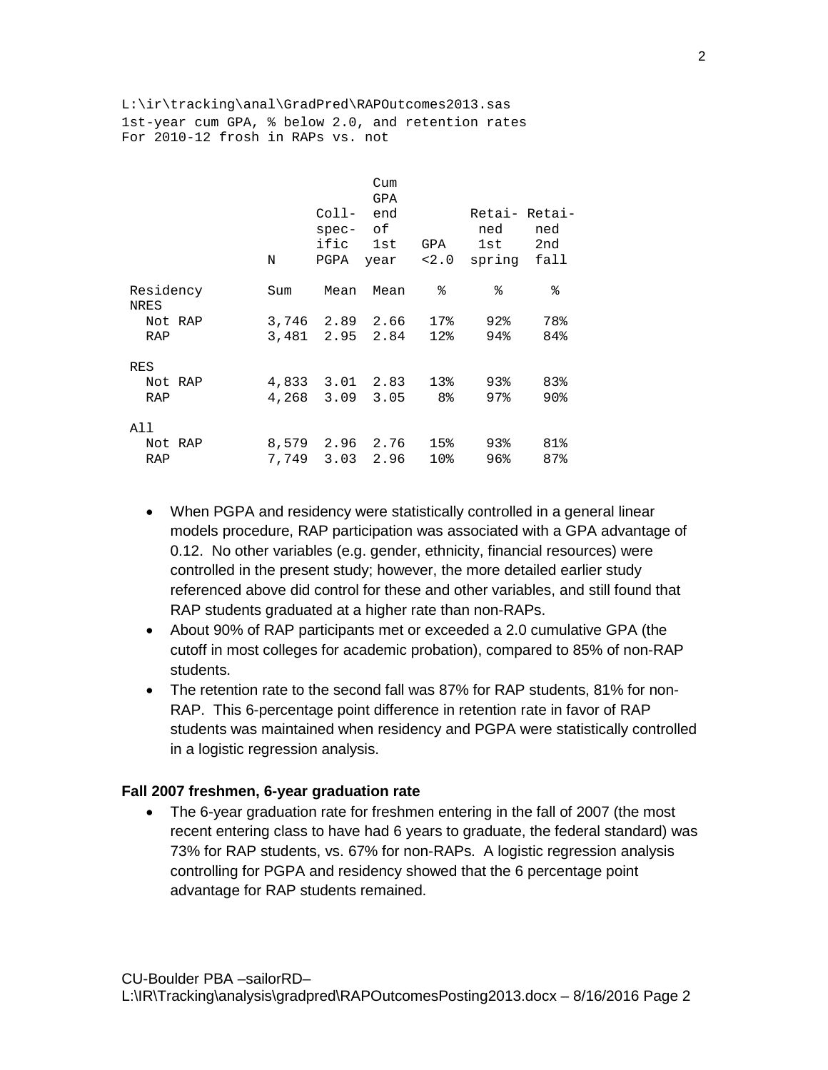L:\ir\tracking\anal\GradPred\RAPOutcomes2013.sas
1st-year cum GPA, % below 2.0, and retention rates
For 2010-12 frosh in RAPs vs. not

| Residency | N | Coll-specific PGPA | Cum GPA end of 1st year | GPA <2.0 | Retained 1st spring | Retained 2nd fall |
|---|---|---|---|---|---|---|
| | Sum | Mean | Mean | % | % | % |
| **NRES** | | | | | | |
| Not RAP | 3,746 | 2.89 | 2.66 | 17% | 92% | 78% |
| RAP | 3,481 | 2.95 | 2.84 | 12% | 94% | 84% |
| **RES** | | | | | | |
| Not RAP | 4,833 | 3.01 | 2.83 | 13% | 93% | 83% |
| RAP | 4,268 | 3.09 | 3.05 | 8% | 97% | 90% |
| **All** | | | | | | |
| Not RAP | 8,579 | 2.96 | 2.76 | 15% | 93% | 81% |
| RAP | 7,749 | 3.03 | 2.96 | 10% | 96% | 87% |

- When PGPA and residency were statistically controlled in a general linear models procedure, RAP participation was associated with a GPA advantage of 0.12. No other variables (e.g. gender, ethnicity, financial resources) were controlled in the present study; however, the more detailed earlier study referenced above did control for these and other variables, and still found that RAP students graduated at a higher rate than non-RAPs.
- About 90% of RAP participants met or exceeded a 2.0 cumulative GPA (the cutoff in most colleges for academic probation), compared to 85% of non-RAP students.
- The retention rate to the second fall was 87% for RAP students, 81% for non-RAP. This 6-percentage point difference in retention rate in favor of RAP students was maintained when residency and PGPA were statistically controlled in a logistic regression analysis.

**Fall 2007 freshmen, 6-year graduation rate**

- The 6-year graduation rate for freshmen entering in the fall of 2007 (the most recent entering class to have had 6 years to graduate, the federal standard) was 73% for RAP students, vs. 67% for non-RAPs. A logistic regression analysis controlling for PGPA and residency showed that the 6 percentage point advantage for RAP students remained.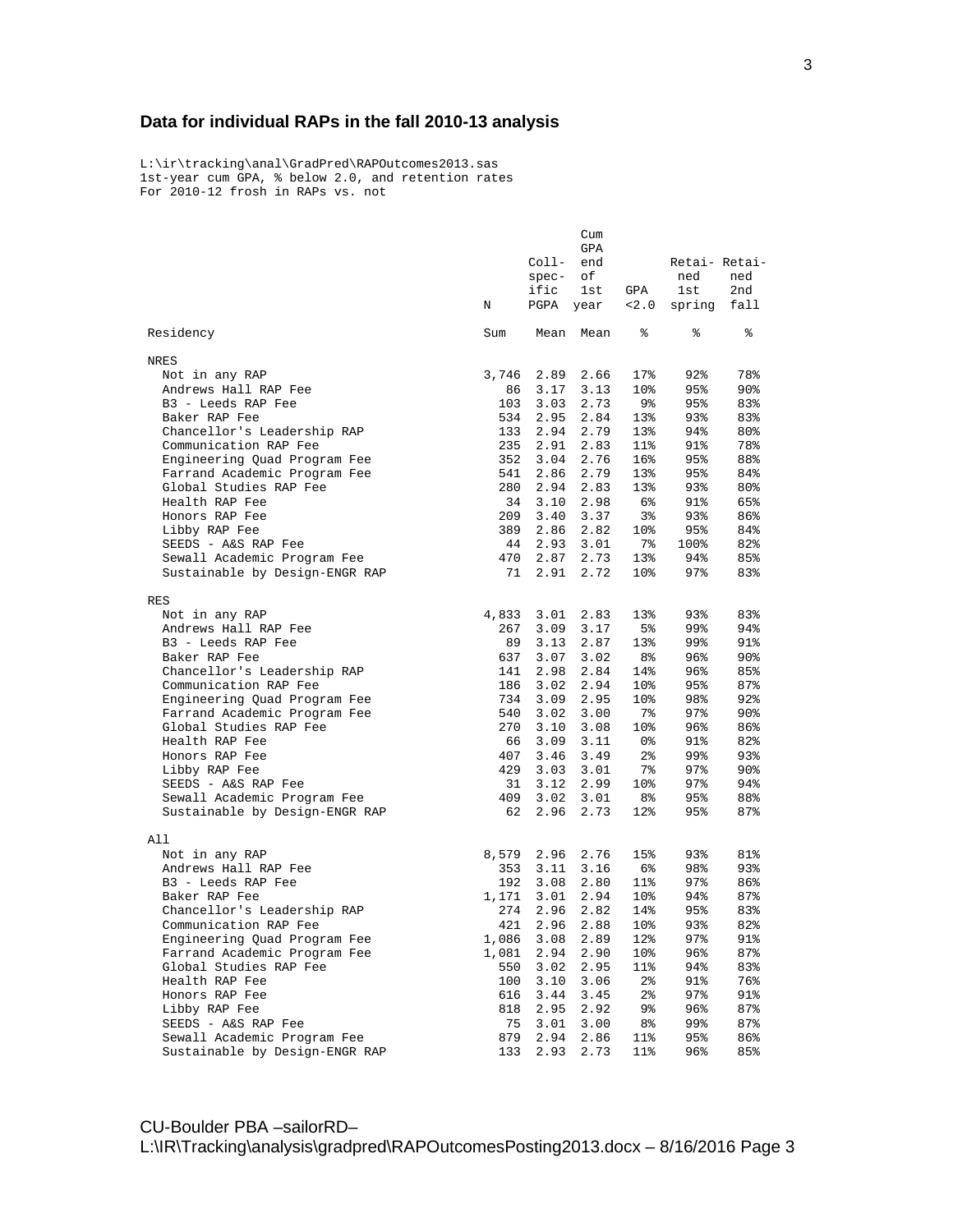## Data for individual RAPs in the fall 2010-13 analysis

```
L:\ir\tracking\anal\GradPred\RAPOutcomes2013.sas
1st-year cum GPA, % below 2.0, and retention rates
For 2010-12 frosh in RAPs vs. not
```

| Residency | N | Coll-specific PGPA | Cum GPA end of 1st year | GPA <2.0 | Retained 1st spring | Retained 2nd fall |
|---|---|---|---|---|---|---|
| | Sum | Mean | Mean | % | % | % |
| **NRES** | | | | | | |
| Not in any RAP | 3,746 | 2.89 | 2.66 | 17% | 92% | 78% |
| Andrews Hall RAP Fee | 86 | 3.17 | 3.13 | 10% | 95% | 90% |
| B3 - Leeds RAP Fee | 103 | 3.03 | 2.73 | 9% | 95% | 83% |
| Baker RAP Fee | 534 | 2.95 | 2.84 | 13% | 93% | 83% |
| Chancellor's Leadership RAP | 133 | 2.94 | 2.79 | 13% | 94% | 80% |
| Communication RAP Fee | 235 | 2.91 | 2.83 | 11% | 91% | 78% |
| Engineering Quad Program Fee | 352 | 3.04 | 2.76 | 16% | 95% | 88% |
| Farrand Academic Program Fee | 541 | 2.86 | 2.79 | 13% | 95% | 84% |
| Global Studies RAP Fee | 280 | 2.94 | 2.83 | 13% | 93% | 80% |
| Health RAP Fee | 34 | 3.10 | 2.98 | 6% | 91% | 65% |
| Honors RAP Fee | 209 | 3.40 | 3.37 | 3% | 93% | 86% |
| Libby RAP Fee | 389 | 2.86 | 2.82 | 10% | 95% | 84% |
| SEEDS - A&S RAP Fee | 44 | 2.93 | 3.01 | 7% | 100% | 82% |
| Sewall Academic Program Fee | 470 | 2.87 | 2.73 | 13% | 94% | 85% |
| Sustainable by Design-ENGR RAP | 71 | 2.91 | 2.72 | 10% | 97% | 83% |
| **RES** | | | | | | |
| Not in any RAP | 4,833 | 3.01 | 2.83 | 13% | 93% | 83% |
| Andrews Hall RAP Fee | 267 | 3.09 | 3.17 | 5% | 99% | 94% |
| B3 - Leeds RAP Fee | 89 | 3.13 | 2.87 | 13% | 99% | 91% |
| Baker RAP Fee | 637 | 3.07 | 3.02 | 8% | 96% | 90% |
| Chancellor's Leadership RAP | 141 | 2.98 | 2.84 | 14% | 96% | 85% |
| Communication RAP Fee | 186 | 3.02 | 2.94 | 10% | 95% | 87% |
| Engineering Quad Program Fee | 734 | 3.09 | 2.95 | 10% | 98% | 92% |
| Farrand Academic Program Fee | 540 | 3.02 | 3.00 | 7% | 97% | 90% |
| Global Studies RAP Fee | 270 | 3.10 | 3.08 | 10% | 96% | 86% |
| Health RAP Fee | 66 | 3.09 | 3.11 | 0% | 91% | 82% |
| Honors RAP Fee | 407 | 3.46 | 3.49 | 2% | 99% | 93% |
| Libby RAP Fee | 429 | 3.03 | 3.01 | 7% | 97% | 90% |
| SEEDS - A&S RAP Fee | 31 | 3.12 | 2.99 | 10% | 97% | 94% |
| Sewall Academic Program Fee | 409 | 3.02 | 3.01 | 8% | 95% | 88% |
| Sustainable by Design-ENGR RAP | 62 | 2.96 | 2.73 | 12% | 95% | 87% |
| **All** | | | | | | |
| Not in any RAP | 8,579 | 2.96 | 2.76 | 15% | 93% | 81% |
| Andrews Hall RAP Fee | 353 | 3.11 | 3.16 | 6% | 98% | 93% |
| B3 - Leeds RAP Fee | 192 | 3.08 | 2.80 | 11% | 97% | 86% |
| Baker RAP Fee | 1,171 | 3.01 | 2.94 | 10% | 94% | 87% |
| Chancellor's Leadership RAP | 274 | 2.96 | 2.82 | 14% | 95% | 83% |
| Communication RAP Fee | 421 | 2.96 | 2.88 | 10% | 93% | 82% |
| Engineering Quad Program Fee | 1,086 | 3.08 | 2.89 | 12% | 97% | 91% |
| Farrand Academic Program Fee | 1,081 | 2.94 | 2.90 | 10% | 96% | 87% |
| Global Studies RAP Fee | 550 | 3.02 | 2.95 | 11% | 94% | 83% |
| Health RAP Fee | 100 | 3.10 | 3.06 | 2% | 91% | 76% |
| Honors RAP Fee | 616 | 3.44 | 3.45 | 2% | 97% | 91% |
| Libby RAP Fee | 818 | 2.95 | 2.92 | 9% | 96% | 87% |
| SEEDS - A&S RAP Fee | 75 | 3.01 | 3.00 | 8% | 99% | 87% |
| Sewall Academic Program Fee | 879 | 2.94 | 2.86 | 11% | 95% | 86% |
| Sustainable by Design-ENGR RAP | 133 | 2.93 | 2.73 | 11% | 96% | 85% |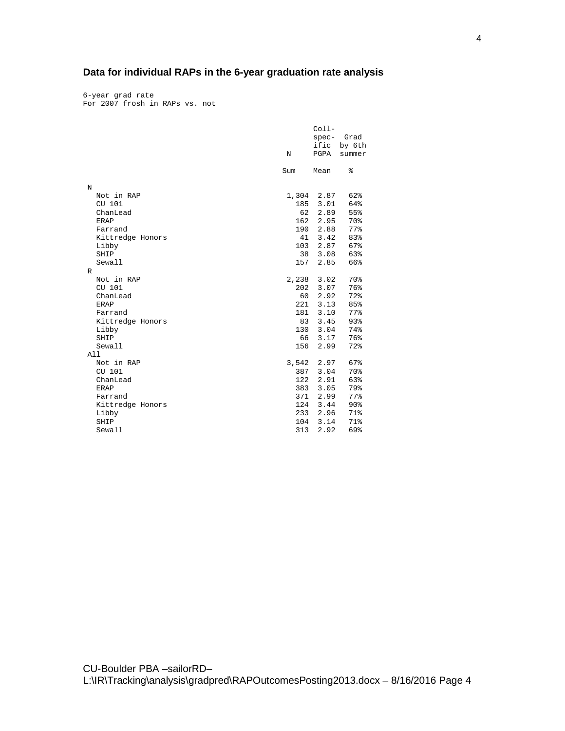## Data for individual RAPs in the 6-year graduation rate analysis

6-year grad rate
For 2007 frosh in RAPs vs. not

| | N | Coll-specific PGPA | Grad by 6th summer |
|---|---|---|---|
| | Sum | Mean | % |
| N | | | |
| Not in RAP | 1,304 | 2.87 | 62% |
| CU 101 | 185 | 3.01 | 64% |
| ChanLead | 62 | 2.89 | 55% |
| ERAP | 162 | 2.95 | 70% |
| Farrand | 190 | 2.88 | 77% |
| Kittredge Honors | 41 | 3.42 | 83% |
| Libby | 103 | 2.87 | 67% |
| SHIP | 38 | 3.08 | 63% |
| Sewall | 157 | 2.85 | 66% |
| R | | | |
| Not in RAP | 2,238 | 3.02 | 70% |
| CU 101 | 202 | 3.07 | 76% |
| ChanLead | 60 | 2.92 | 72% |
| ERAP | 221 | 3.13 | 85% |
| Farrand | 181 | 3.10 | 77% |
| Kittredge Honors | 83 | 3.45 | 93% |
| Libby | 130 | 3.04 | 74% |
| SHIP | 66 | 3.17 | 76% |
| Sewall | 156 | 2.99 | 72% |
| All | | | |
| Not in RAP | 3,542 | 2.97 | 67% |
| CU 101 | 387 | 3.04 | 70% |
| ChanLead | 122 | 2.91 | 63% |
| ERAP | 383 | 3.05 | 79% |
| Farrand | 371 | 2.99 | 77% |
| Kittredge Honors | 124 | 3.44 | 90% |
| Libby | 233 | 2.96 | 71% |
| SHIP | 104 | 3.14 | 71% |
| Sewall | 313 | 2.92 | 69% |